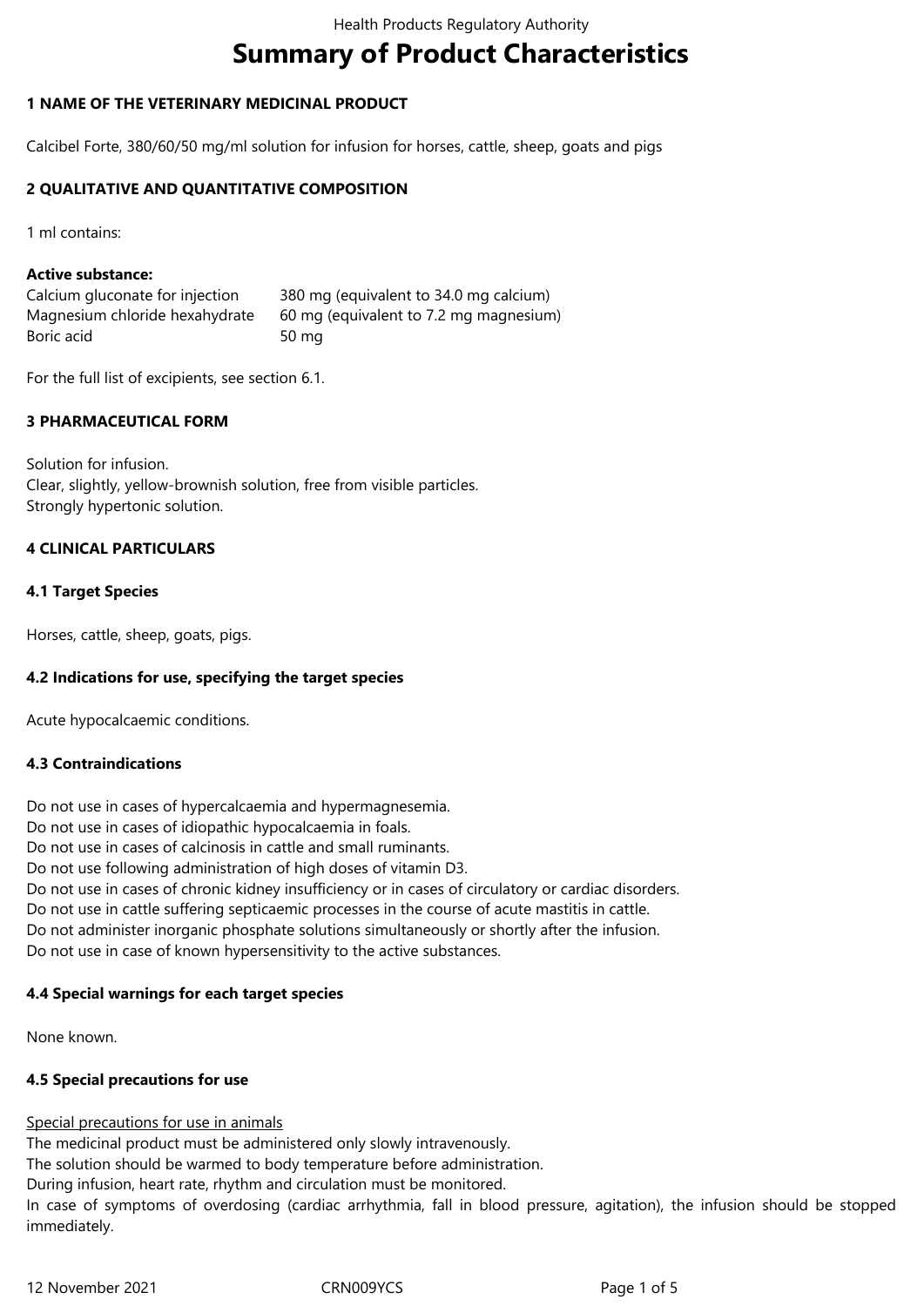# Summary of Product Characteristics

## 1 NAME OF THE VETERINARY MEDICINAL PRODUCT

Calcibel Forte, 380/60/50 mg/ml solution for infusion for horses, cattle, sheep, goats and pigs

## 2 QUALITATIVE AND QUANTITATIVE COMPOSITION

1 ml contains:

**Active substance:**

| | |
|---|---|
| Calcium gluconate for injection | 380 mg (equivalent to 34.0 mg calcium) |
| Magnesium chloride hexahydrate | 60 mg (equivalent to 7.2 mg magnesium) |
| Boric acid | 50 mg |

For the full list of excipients, see section 6.1.

## 3 PHARMACEUTICAL FORM

Solution for infusion.
Clear, slightly, yellow-brownish solution, free from visible particles.
Strongly hypertonic solution.

## 4 CLINICAL PARTICULARS

### 4.1 Target Species

Horses, cattle, sheep, goats, pigs.

### 4.2 Indications for use, specifying the target species

Acute hypocalcaemic conditions.

### 4.3 Contraindications

Do not use in cases of hypercalcaemia and hypermagnesemia.
Do not use in cases of idiopathic hypocalcaemia in foals.
Do not use in cases of calcinosis in cattle and small ruminants.
Do not use following administration of high doses of vitamin D3.
Do not use in cases of chronic kidney insufficiency or in cases of circulatory or cardiac disorders.
Do not use in cattle suffering septicaemic processes in the course of acute mastitis in cattle.
Do not administer inorganic phosphate solutions simultaneously or shortly after the infusion.
Do not use in case of known hypersensitivity to the active substances.

### 4.4 Special warnings for each target species

None known.

### 4.5 Special precautions for use

Special precautions for use in animals

The medicinal product must be administered only slowly intravenously.
The solution should be warmed to body temperature before administration.
During infusion, heart rate, rhythm and circulation must be monitored.
In case of symptoms of overdosing (cardiac arrhythmia, fall in blood pressure, agitation), the infusion should be stopped immediately.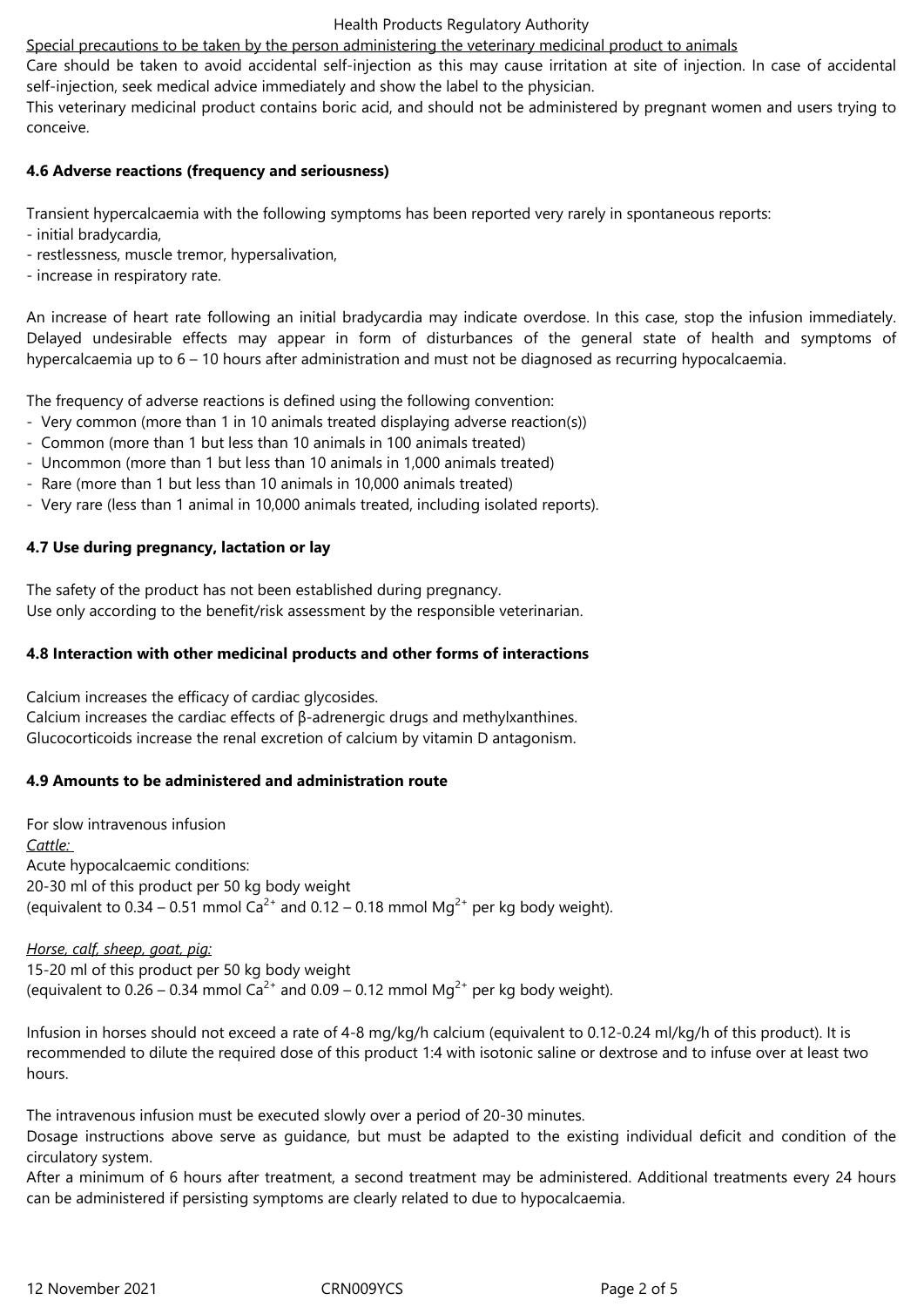<u>Special precautions to be taken by the person administering the veterinary medicinal product to animals</u>

Care should be taken to avoid accidental self-injection as this may cause irritation at site of injection. In case of accidental self-injection, seek medical advice immediately and show the label to the physician.

This veterinary medicinal product contains boric acid, and should not be administered by pregnant women and users trying to conceive.

**4.6 Adverse reactions (frequency and seriousness)**

Transient hypercalcaemia with the following symptoms has been reported very rarely in spontaneous reports:
- initial bradycardia,
- restlessness, muscle tremor, hypersalivation,
- increase in respiratory rate.

An increase of heart rate following an initial bradycardia may indicate overdose. In this case, stop the infusion immediately. Delayed undesirable effects may appear in form of disturbances of the general state of health and symptoms of hypercalcaemia up to 6 – 10 hours after administration and must not be diagnosed as recurring hypocalcaemia.

The frequency of adverse reactions is defined using the following convention:
- Very common (more than 1 in 10 animals treated displaying adverse reaction(s))
- Common (more than 1 but less than 10 animals in 100 animals treated)
- Uncommon (more than 1 but less than 10 animals in 1,000 animals treated)
- Rare (more than 1 but less than 10 animals in 10,000 animals treated)
- Very rare (less than 1 animal in 10,000 animals treated, including isolated reports).

**4.7 Use during pregnancy, lactation or lay**

The safety of the product has not been established during pregnancy.
Use only according to the benefit/risk assessment by the responsible veterinarian.

**4.8 Interaction with other medicinal products and other forms of interactions**

Calcium increases the efficacy of cardiac glycosides.
Calcium increases the cardiac effects of β-adrenergic drugs and methylxanthines.
Glucocorticoids increase the renal excretion of calcium by vitamin D antagonism.

**4.9 Amounts to be administered and administration route**

For slow intravenous infusion

*<u>Cattle:</u>*

Acute hypocalcaemic conditions:
20-30 ml of this product per 50 kg body weight
(equivalent to 0.34 – 0.51 mmol $Ca^{2+}$ and 0.12 – 0.18 mmol $Mg^{2+}$ per kg body weight).

*<u>Horse, calf, sheep, goat, pig:</u>*

15-20 ml of this product per 50 kg body weight
(equivalent to 0.26 – 0.34 mmol $Ca^{2+}$ and 0.09 – 0.12 mmol $Mg^{2+}$ per kg body weight).

Infusion in horses should not exceed a rate of 4-8 mg/kg/h calcium (equivalent to 0.12-0.24 ml/kg/h of this product). It is recommended to dilute the required dose of this product 1:4 with isotonic saline or dextrose and to infuse over at least two hours.

The intravenous infusion must be executed slowly over a period of 20-30 minutes.

Dosage instructions above serve as guidance, but must be adapted to the existing individual deficit and condition of the circulatory system.

After a minimum of 6 hours after treatment, a second treatment may be administered. Additional treatments every 24 hours can be administered if persisting symptoms are clearly related to due to hypocalcaemia.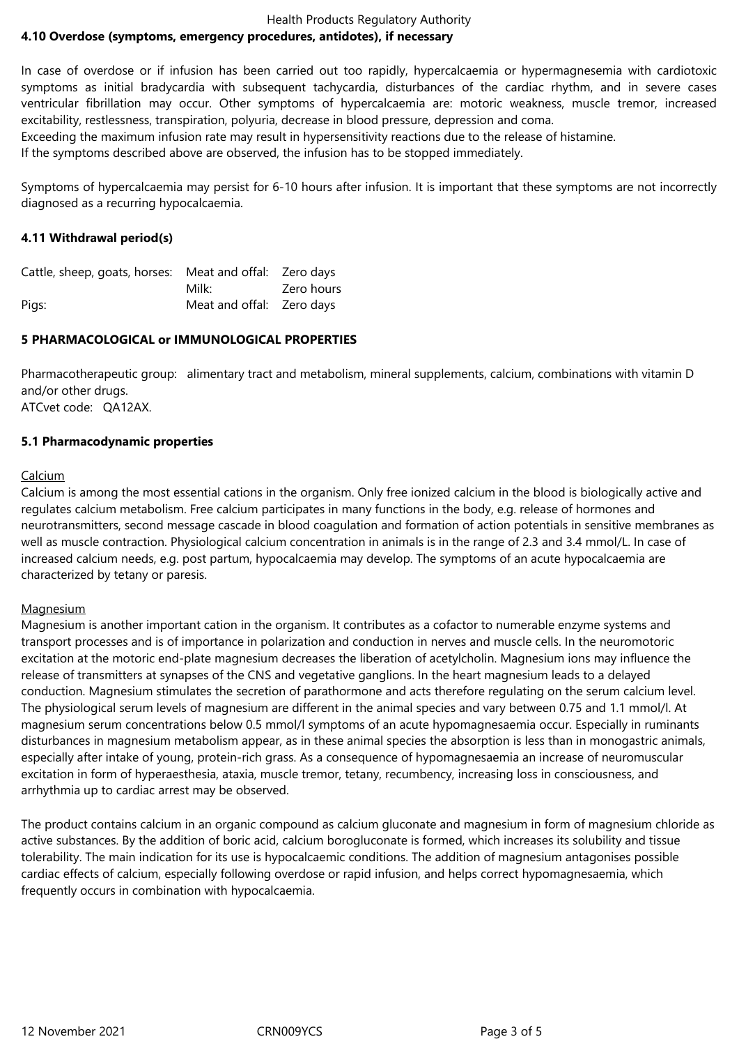**4.10 Overdose (symptoms, emergency procedures, antidotes), if necessary**

In case of overdose or if infusion has been carried out too rapidly, hypercalcaemia or hypermagnesemia with cardiotoxic symptoms as initial bradycardia with subsequent tachycardia, disturbances of the cardiac rhythm, and in severe cases ventricular fibrillation may occur. Other symptoms of hypercalcaemia are: motoric weakness, muscle tremor, increased excitability, restlessness, transpiration, polyuria, decrease in blood pressure, depression and coma.
Exceeding the maximum infusion rate may result in hypersensitivity reactions due to the release of histamine.
If the symptoms described above are observed, the infusion has to be stopped immediately.

Symptoms of hypercalcaemia may persist for 6-10 hours after infusion. It is important that these symptoms are not incorrectly diagnosed as a recurring hypocalcaemia.

**4.11 Withdrawal period(s)**

| | | |
|---|---|---|
| Cattle, sheep, goats, horses: | Meat and offal: | Zero days |
| | Milk: | Zero hours |
| Pigs: | Meat and offal: | Zero days |

**5 PHARMACOLOGICAL or IMMUNOLOGICAL PROPERTIES**

Pharmacotherapeutic group: alimentary tract and metabolism, mineral supplements, calcium, combinations with vitamin D and/or other drugs.
ATCvet code: QA12AX.

**5.1 Pharmacodynamic properties**

Calcium

Calcium is among the most essential cations in the organism. Only free ionized calcium in the blood is biologically active and regulates calcium metabolism. Free calcium participates in many functions in the body, e.g. release of hormones and neurotransmitters, second message cascade in blood coagulation and formation of action potentials in sensitive membranes as well as muscle contraction. Physiological calcium concentration in animals is in the range of 2.3 and 3.4 mmol/L. In case of increased calcium needs, e.g. post partum, hypocalcaemia may develop. The symptoms of an acute hypocalcaemia are characterized by tetany or paresis.

Magnesium

Magnesium is another important cation in the organism. It contributes as a cofactor to numerable enzyme systems and transport processes and is of importance in polarization and conduction in nerves and muscle cells. In the neuromotoric excitation at the motoric end-plate magnesium decreases the liberation of acetylcholin. Magnesium ions may influence the release of transmitters at synapses of the CNS and vegetative ganglions. In the heart magnesium leads to a delayed conduction. Magnesium stimulates the secretion of parathormone and acts therefore regulating on the serum calcium level. The physiological serum levels of magnesium are different in the animal species and vary between 0.75 and 1.1 mmol/l. At magnesium serum concentrations below 0.5 mmol/l symptoms of an acute hypomagnesaemia occur. Especially in ruminants disturbances in magnesium metabolism appear, as in these animal species the absorption is less than in monogastric animals, especially after intake of young, protein-rich grass. As a consequence of hypomagnesaemia an increase of neuromuscular excitation in form of hyperaesthesia, ataxia, muscle tremor, tetany, recumbency, increasing loss in consciousness, and arrhythmia up to cardiac arrest may be observed.

The product contains calcium in an organic compound as calcium gluconate and magnesium in form of magnesium chloride as active substances. By the addition of boric acid, calcium borogluconate is formed, which increases its solubility and tissue tolerability. The main indication for its use is hypocalcaemic conditions. The addition of magnesium antagonises possible cardiac effects of calcium, especially following overdose or rapid infusion, and helps correct hypomagnesaemia, which frequently occurs in combination with hypocalcaemia.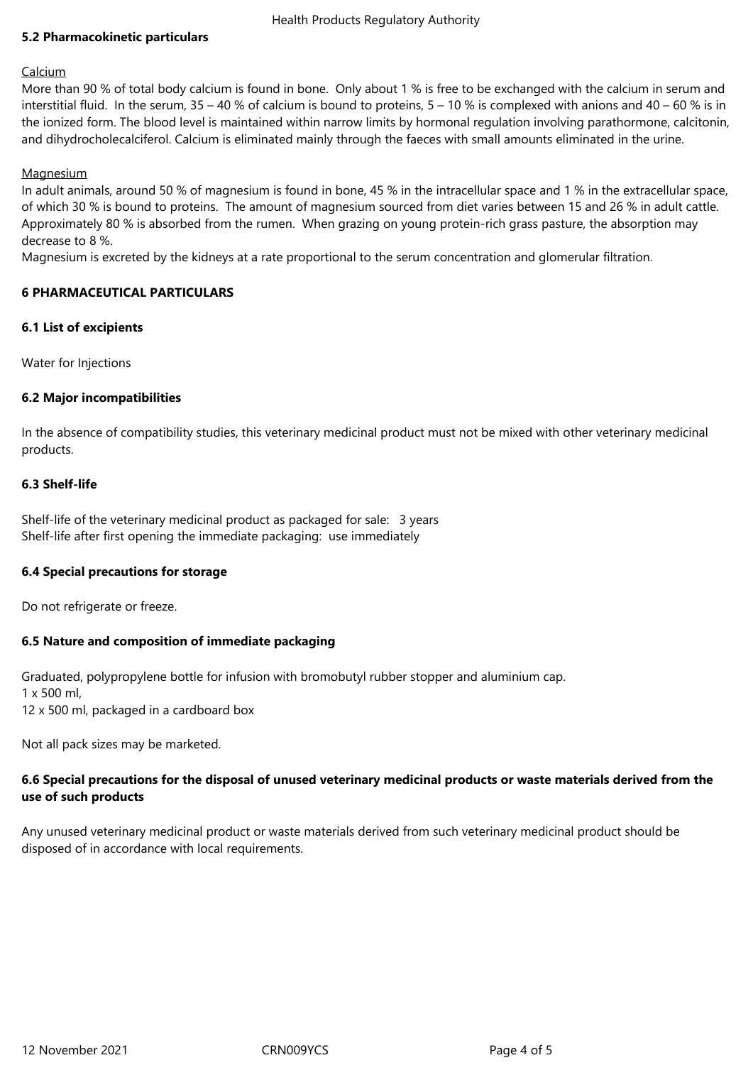**5.2 Pharmacokinetic particulars**

Calcium

More than 90 % of total body calcium is found in bone. Only about 1 % is free to be exchanged with the calcium in serum and interstitial fluid. In the serum, 35 – 40 % of calcium is bound to proteins, 5 – 10 % is complexed with anions and 40 – 60 % is in the ionized form. The blood level is maintained within narrow limits by hormonal regulation involving parathormone, calcitonin, and dihydrocholecalciferol. Calcium is eliminated mainly through the faeces with small amounts eliminated in the urine.

Magnesium

In adult animals, around 50 % of magnesium is found in bone, 45 % in the intracellular space and 1 % in the extracellular space, of which 30 % is bound to proteins. The amount of magnesium sourced from diet varies between 15 and 26 % in adult cattle. Approximately 80 % is absorbed from the rumen. When grazing on young protein-rich grass pasture, the absorption may decrease to 8 %.

Magnesium is excreted by the kidneys at a rate proportional to the serum concentration and glomerular filtration.

## 6 PHARMACEUTICAL PARTICULARS

### 6.1 List of excipients

Water for Injections

### 6.2 Major incompatibilities

In the absence of compatibility studies, this veterinary medicinal product must not be mixed with other veterinary medicinal products.

### 6.3 Shelf-life

Shelf-life of the veterinary medicinal product as packaged for sale: 3 years
Shelf-life after first opening the immediate packaging: use immediately

### 6.4 Special precautions for storage

Do not refrigerate or freeze.

### 6.5 Nature and composition of immediate packaging

Graduated, polypropylene bottle for infusion with bromobutyl rubber stopper and aluminium cap.
1 x 500 ml,
12 x 500 ml, packaged in a cardboard box

Not all pack sizes may be marketed.

### 6.6 Special precautions for the disposal of unused veterinary medicinal products or waste materials derived from the use of such products

Any unused veterinary medicinal product or waste materials derived from such veterinary medicinal product should be disposed of in accordance with local requirements.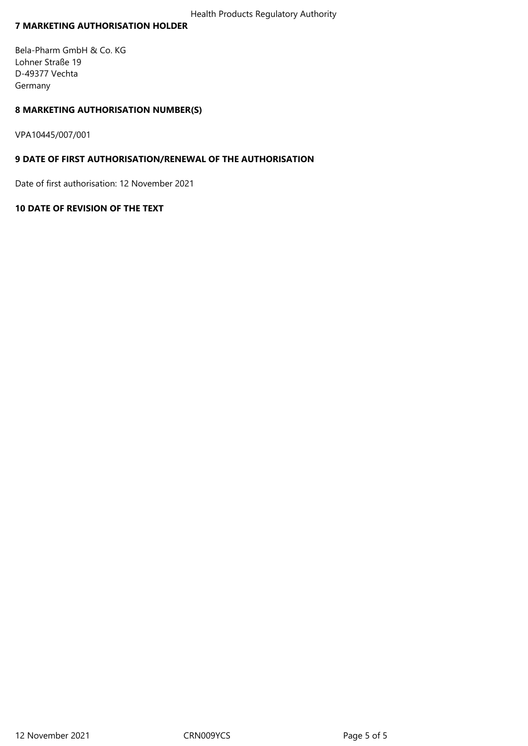## 7 MARKETING AUTHORISATION HOLDER

Bela-Pharm GmbH & Co. KG
Lohner Straße 19
D-49377 Vechta
Germany

## 8 MARKETING AUTHORISATION NUMBER(S)

VPA10445/007/001

## 9 DATE OF FIRST AUTHORISATION/RENEWAL OF THE AUTHORISATION

Date of first authorisation: 12 November 2021

## 10 DATE OF REVISION OF THE TEXT